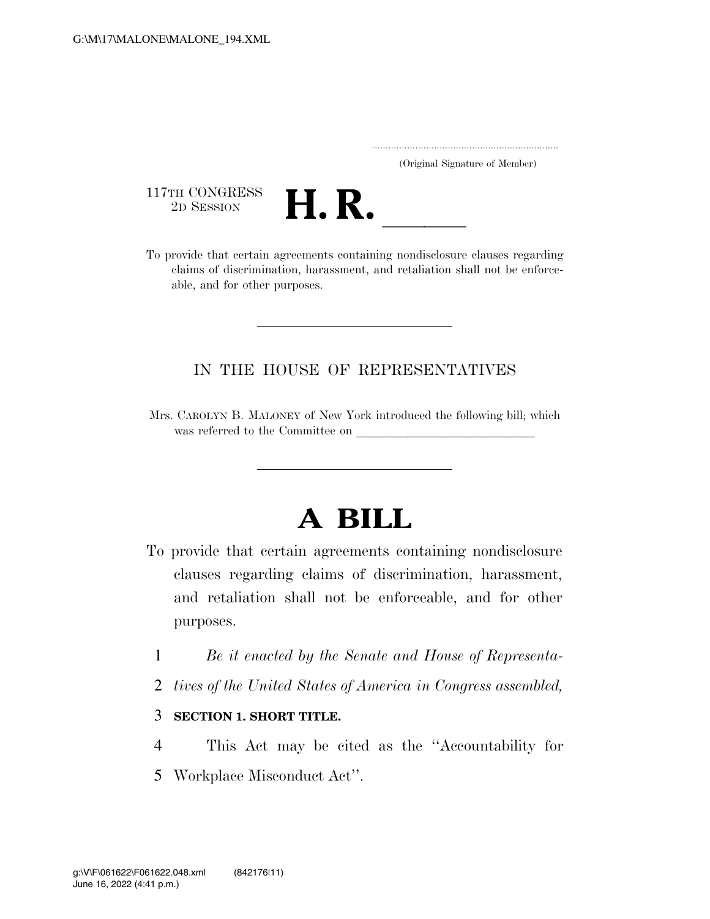(Original Signature of Member)

117TH CONGRESS
2D SESSION

# H. R. \_\_\_\_\_

To provide that certain agreements containing nondisclosure clauses regarding claims of discrimination, harassment, and retaliation shall not be enforceable, and for other purposes.

---

IN THE HOUSE OF REPRESENTATIVES

Mrs. CAROLYN B. MALONEY of New York introduced the following bill; which was referred to the Committee on \_\_\_\_\_\_\_\_\_\_\_\_\_\_\_\_\_\_\_\_\_\_\_\_\_\_\_\_\_\_

---

# A BILL

To provide that certain agreements containing nondisclosure clauses regarding claims of discrimination, harassment, and retaliation shall not be enforceable, and for other purposes.

1 *Be it enacted by the Senate and House of Representa-*
2 *tives of the United States of America in Congress assembled,*

3 **SECTION 1. SHORT TITLE.**

4 This Act may be cited as the ''Accountability for
5 Workplace Misconduct Act''.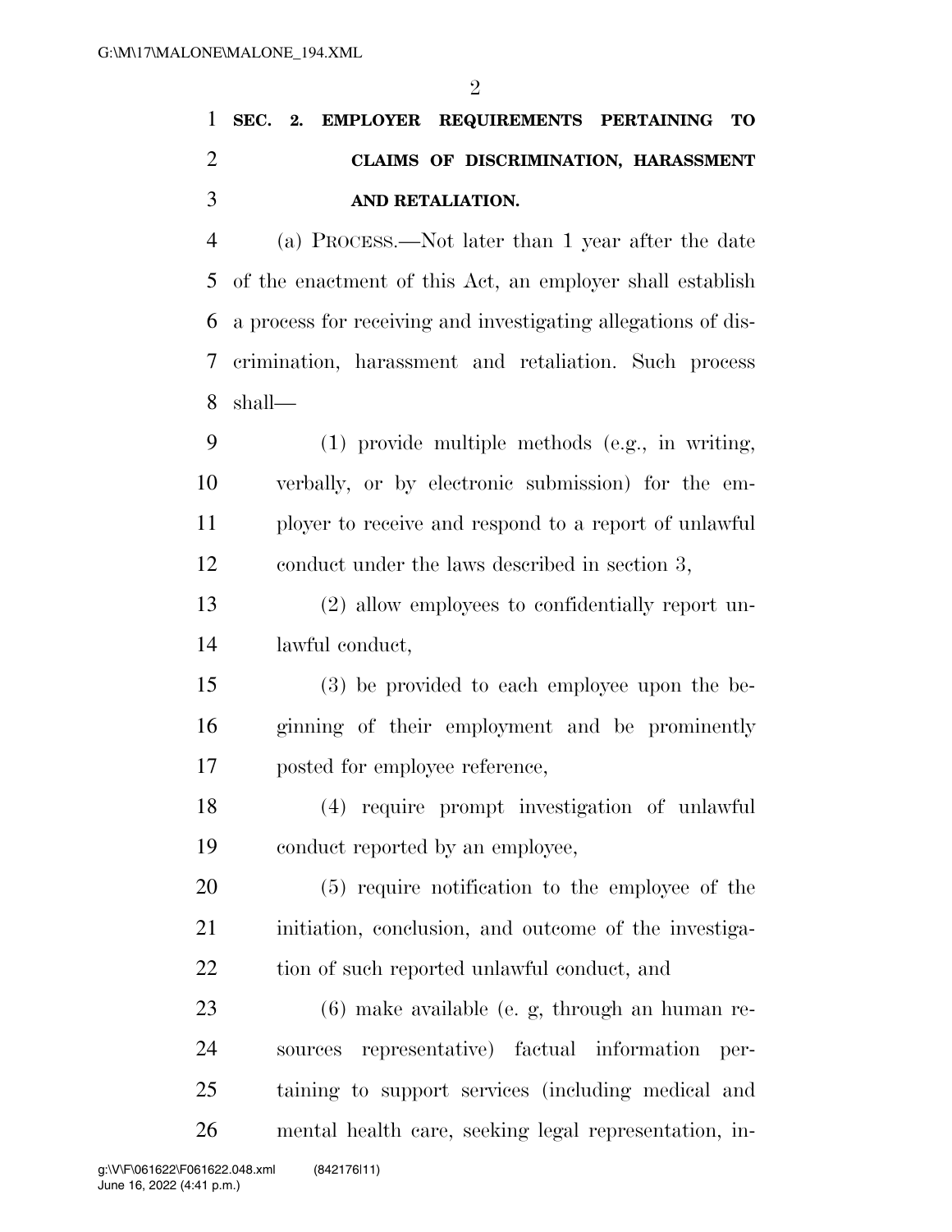## SEC. 2. EMPLOYER REQUIREMENTS PERTAINING TO CLAIMS OF DISCRIMINATION, HARASSMENT AND RETALIATION.

(a) PROCESS.—Not later than 1 year after the date of the enactment of this Act, an employer shall establish a process for receiving and investigating allegations of discrimination, harassment and retaliation. Such process shall—

(1) provide multiple methods (e.g., in writing, verbally, or by electronic submission) for the employer to receive and respond to a report of unlawful conduct under the laws described in section 3,

(2) allow employees to confidentially report unlawful conduct,

(3) be provided to each employee upon the beginning of their employment and be prominently posted for employee reference,

(4) require prompt investigation of unlawful conduct reported by an employee,

(5) require notification to the employee of the initiation, conclusion, and outcome of the investigation of such reported unlawful conduct, and

(6) make available (e. g, through an human resources representative) factual information pertaining to support services (including medical and mental health care, seeking legal representation, in-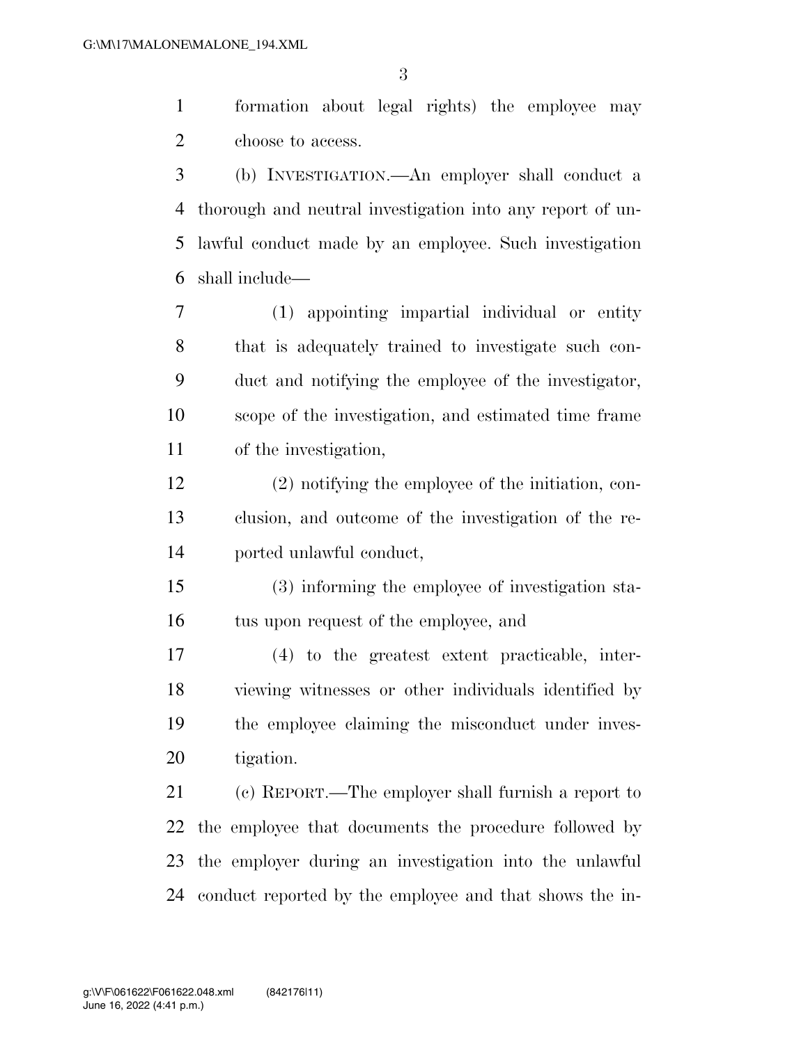formation about legal rights) the employee may choose to access.

(b) INVESTIGATION.—An employer shall conduct a thorough and neutral investigation into any report of unlawful conduct made by an employee. Such investigation shall include—

(1) appointing impartial individual or entity that is adequately trained to investigate such conduct and notifying the employee of the investigator, scope of the investigation, and estimated time frame of the investigation,

(2) notifying the employee of the initiation, conclusion, and outcome of the investigation of the reported unlawful conduct,

(3) informing the employee of investigation status upon request of the employee, and

(4) to the greatest extent practicable, interviewing witnesses or other individuals identified by the employee claiming the misconduct under investigation.

(c) REPORT.—The employer shall furnish a report to the employee that documents the procedure followed by the employer during an investigation into the unlawful conduct reported by the employee and that shows the in-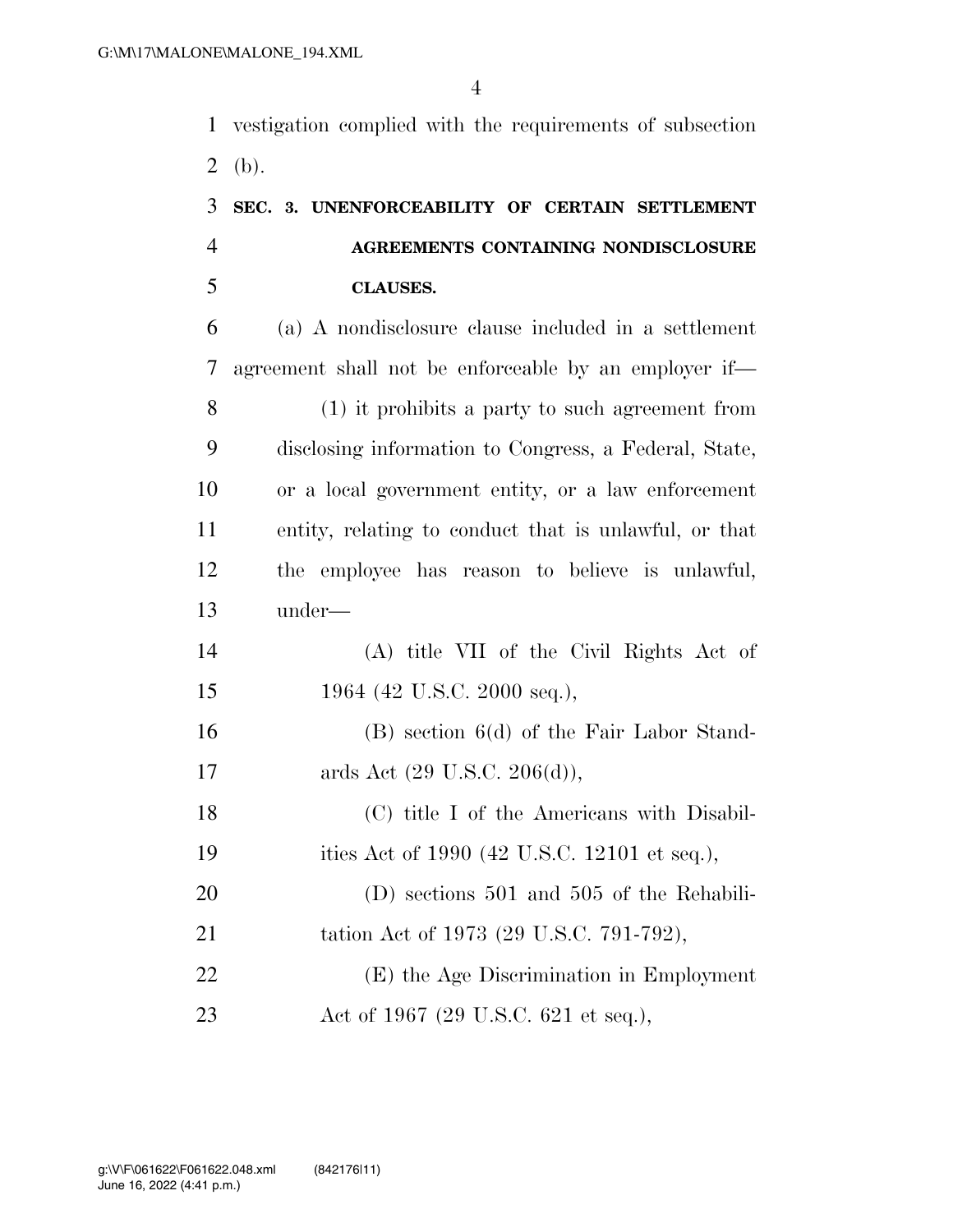vestigation complied with the requirements of subsection (b).

**SEC. 3. UNENFORCEABILITY OF CERTAIN SETTLEMENT AGREEMENTS CONTAINING NONDISCLOSURE CLAUSES.**

(a) A nondisclosure clause included in a settlement agreement shall not be enforceable by an employer if—

(1) it prohibits a party to such agreement from disclosing information to Congress, a Federal, State, or a local government entity, or a law enforcement entity, relating to conduct that is unlawful, or that the employee has reason to believe is unlawful, under—

(A) title VII of the Civil Rights Act of 1964 (42 U.S.C. 2000 seq.),

(B) section 6(d) of the Fair Labor Standards Act (29 U.S.C. 206(d)),

(C) title I of the Americans with Disabilities Act of 1990 (42 U.S.C. 12101 et seq.),

(D) sections 501 and 505 of the Rehabilitation Act of 1973 (29 U.S.C. 791-792),

(E) the Age Discrimination in Employment Act of 1967 (29 U.S.C. 621 et seq.),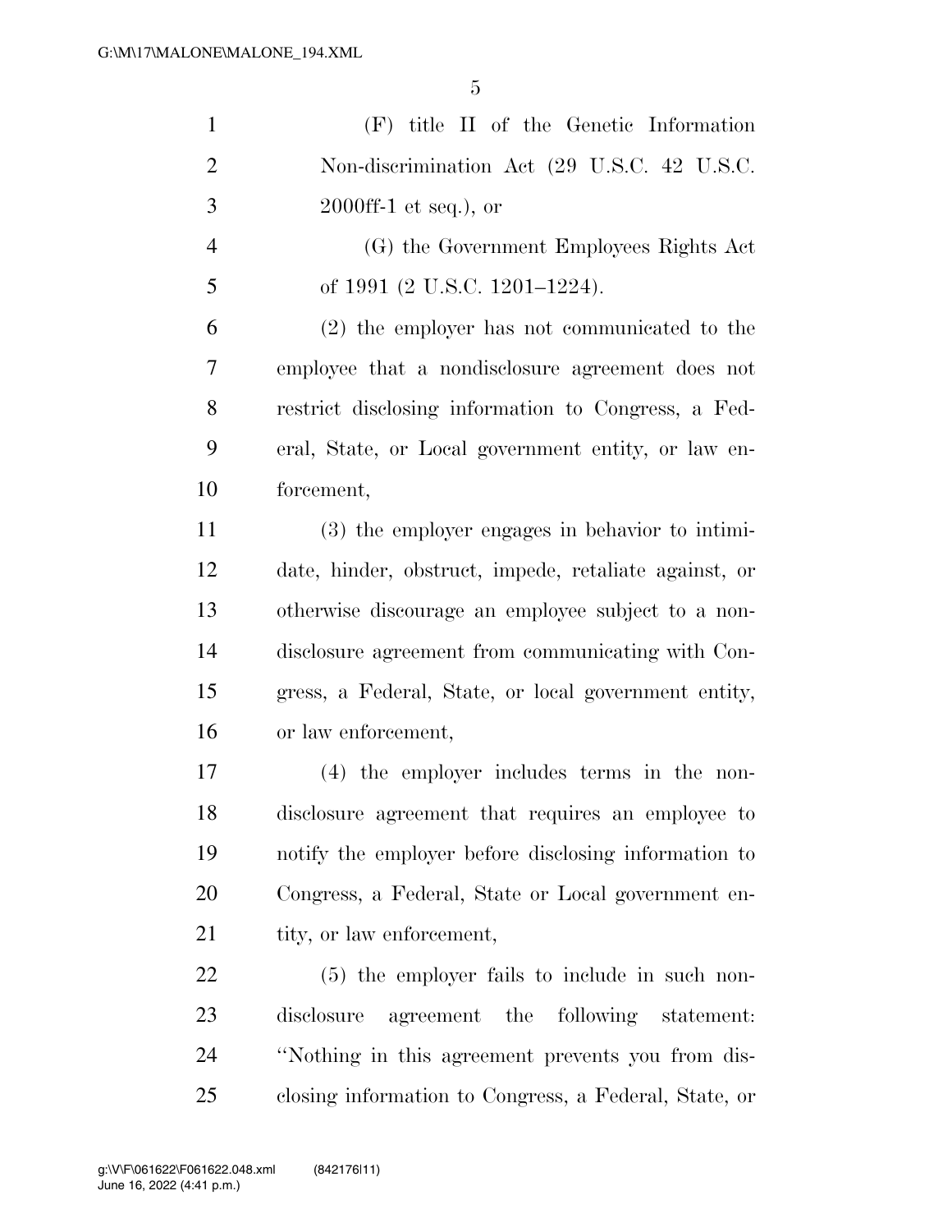(F) title II of the Genetic Information Non-discrimination Act (29 U.S.C. 42 U.S.C. 2000ff-1 et seq.), or

(G) the Government Employees Rights Act of 1991 (2 U.S.C. 1201–1224).

(2) the employer has not communicated to the employee that a nondisclosure agreement does not restrict disclosing information to Congress, a Federal, State, or Local government entity, or law enforcement,

(3) the employer engages in behavior to intimidate, hinder, obstruct, impede, retaliate against, or otherwise discourage an employee subject to a nondisclosure agreement from communicating with Congress, a Federal, State, or local government entity, or law enforcement,

(4) the employer includes terms in the nondisclosure agreement that requires an employee to notify the employer before disclosing information to Congress, a Federal, State or Local government entity, or law enforcement,

(5) the employer fails to include in such nondisclosure agreement the following statement: ''Nothing in this agreement prevents you from disclosing information to Congress, a Federal, State, or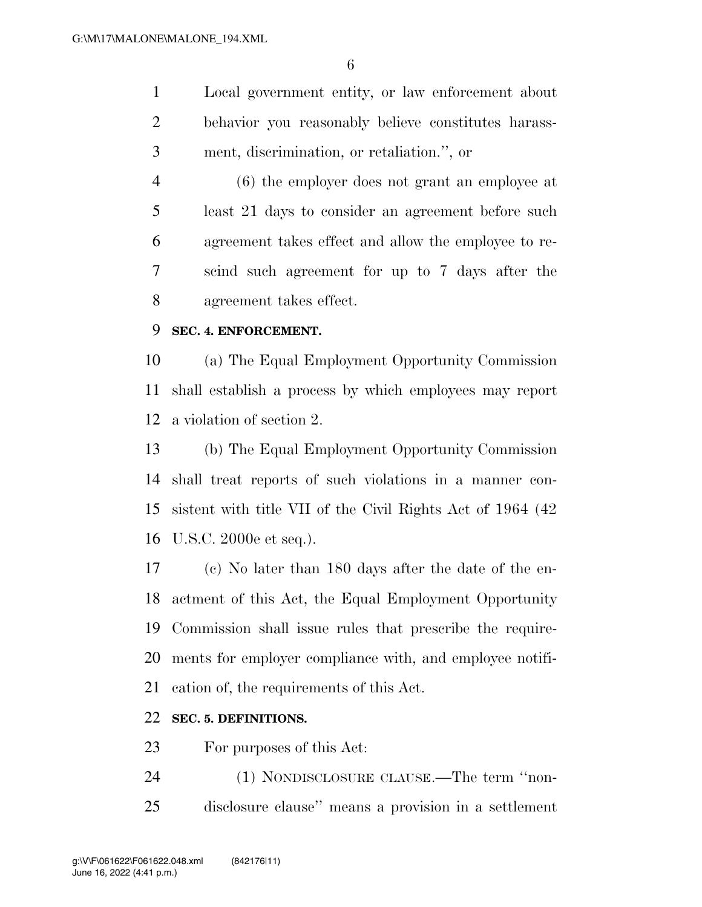Local government entity, or law enforcement about behavior you reasonably believe constitutes harassment, discrimination, or retaliation.'', or

(6) the employer does not grant an employee at least 21 days to consider an agreement before such agreement takes effect and allow the employee to rescind such agreement for up to 7 days after the agreement takes effect.

**SEC. 4. ENFORCEMENT.**

(a) The Equal Employment Opportunity Commission shall establish a process by which employees may report a violation of section 2.

(b) The Equal Employment Opportunity Commission shall treat reports of such violations in a manner consistent with title VII of the Civil Rights Act of 1964 (42 U.S.C. 2000e et seq.).

(c) No later than 180 days after the date of the enactment of this Act, the Equal Employment Opportunity Commission shall issue rules that prescribe the requirements for employer compliance with, and employee notification of, the requirements of this Act.

**SEC. 5. DEFINITIONS.**

For purposes of this Act:

(1) NONDISCLOSURE CLAUSE.—The term ''nondisclosure clause'' means a provision in a settlement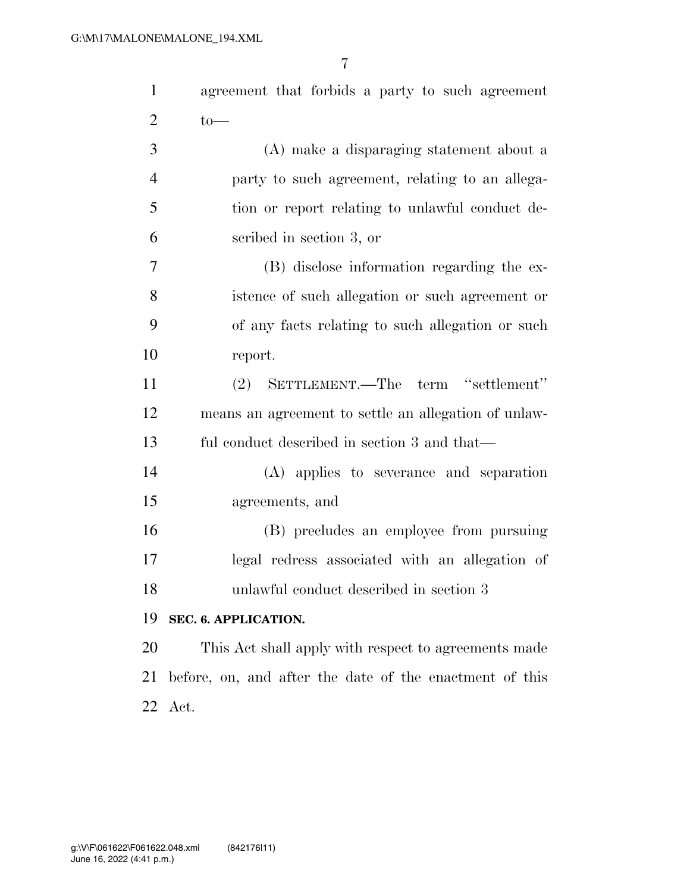agreement that forbids a party to such agreement to—

(A) make a disparaging statement about a party to such agreement, relating to an allegation or report relating to unlawful conduct described in section 3, or

(B) disclose information regarding the existence of such allegation or such agreement or of any facts relating to such allegation or such report.

(2) SETTLEMENT.—The term "settlement" means an agreement to settle an allegation of unlawful conduct described in section 3 and that—

(A) applies to severance and separation agreements, and

(B) precludes an employee from pursuing legal redress associated with an allegation of unlawful conduct described in section 3

**SEC. 6. APPLICATION.**

This Act shall apply with respect to agreements made before, on, and after the date of the enactment of this Act.